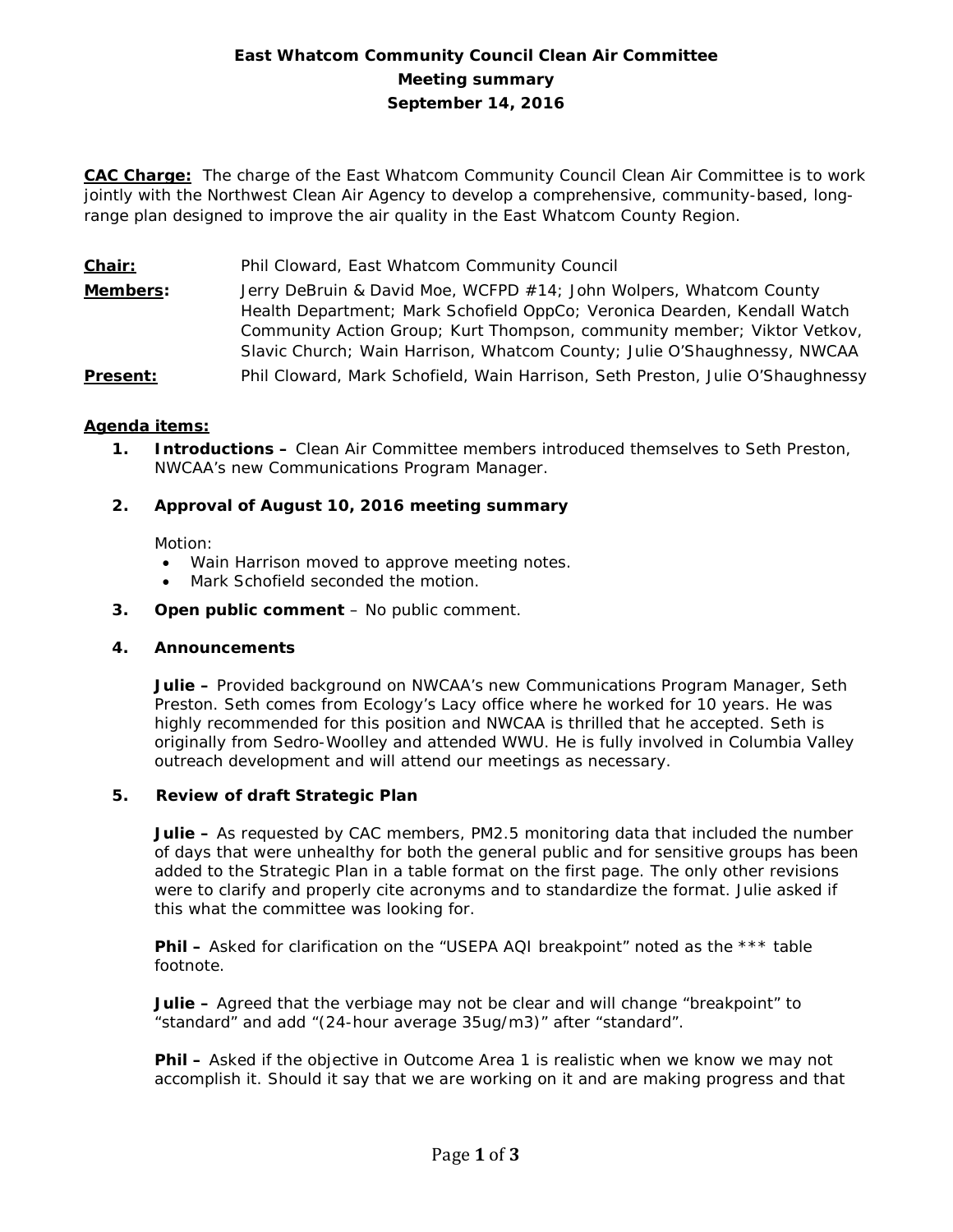**East Whatcom Community Council Clean Air Committee**
**Meeting summary**
**September 14, 2016**

**CAC Charge:** The charge of the East Whatcom Community Council Clean Air Committee is to work jointly with the Northwest Clean Air Agency to develop a comprehensive, community-based, long-range plan designed to improve the air quality in the East Whatcom County Region.

**Chair:** Phil Cloward, East Whatcom Community Council

**Members:** Jerry DeBruin & David Moe, WCFPD #14; John Wolpers, Whatcom County Health Department; Mark Schofield OppCo; Veronica Dearden, Kendall Watch Community Action Group; Kurt Thompson, community member; Viktor Vetkov, Slavic Church; Wain Harrison, Whatcom County; Julie O'Shaughnessy, NWCAA

**Present:** Phil Cloward, Mark Schofield, Wain Harrison, Seth Preston, Julie O'Shaughnessy

**Agenda items:**

1. **Introductions –** Clean Air Committee members introduced themselves to Seth Preston, NWCAA's new Communications Program Manager.

2. **Approval of August 10, 2016 meeting summary**

   Motion:
   - Wain Harrison moved to approve meeting notes.
   - Mark Schofield seconded the motion.

3. **Open public comment** – No public comment.

4. **Announcements**

   **Julie –** Provided background on NWCAA's new Communications Program Manager, Seth Preston. Seth comes from Ecology's Lacy office where he worked for 10 years. He was highly recommended for this position and NWCAA is thrilled that he accepted. Seth is originally from Sedro-Woolley and attended WWU. He is fully involved in Columbia Valley outreach development and will attend our meetings as necessary.

5. **Review of draft Strategic Plan**

   **Julie –** As requested by CAC members, PM2.5 monitoring data that included the number of days that were unhealthy for both the general public and for sensitive groups has been added to the Strategic Plan in a table format on the first page. The only other revisions were to clarify and properly cite acronyms and to standardize the format. Julie asked if this what the committee was looking for.

   **Phil –** Asked for clarification on the "USEPA AQI breakpoint" noted as the *** table footnote.

   **Julie –** Agreed that the verbiage may not be clear and will change "breakpoint" to "standard" and add "(24-hour average 35ug/m3)" after "standard".

   **Phil –** Asked if the objective in Outcome Area 1 is realistic when we know we may not accomplish it. Should it say that we are working on it and are making progress and that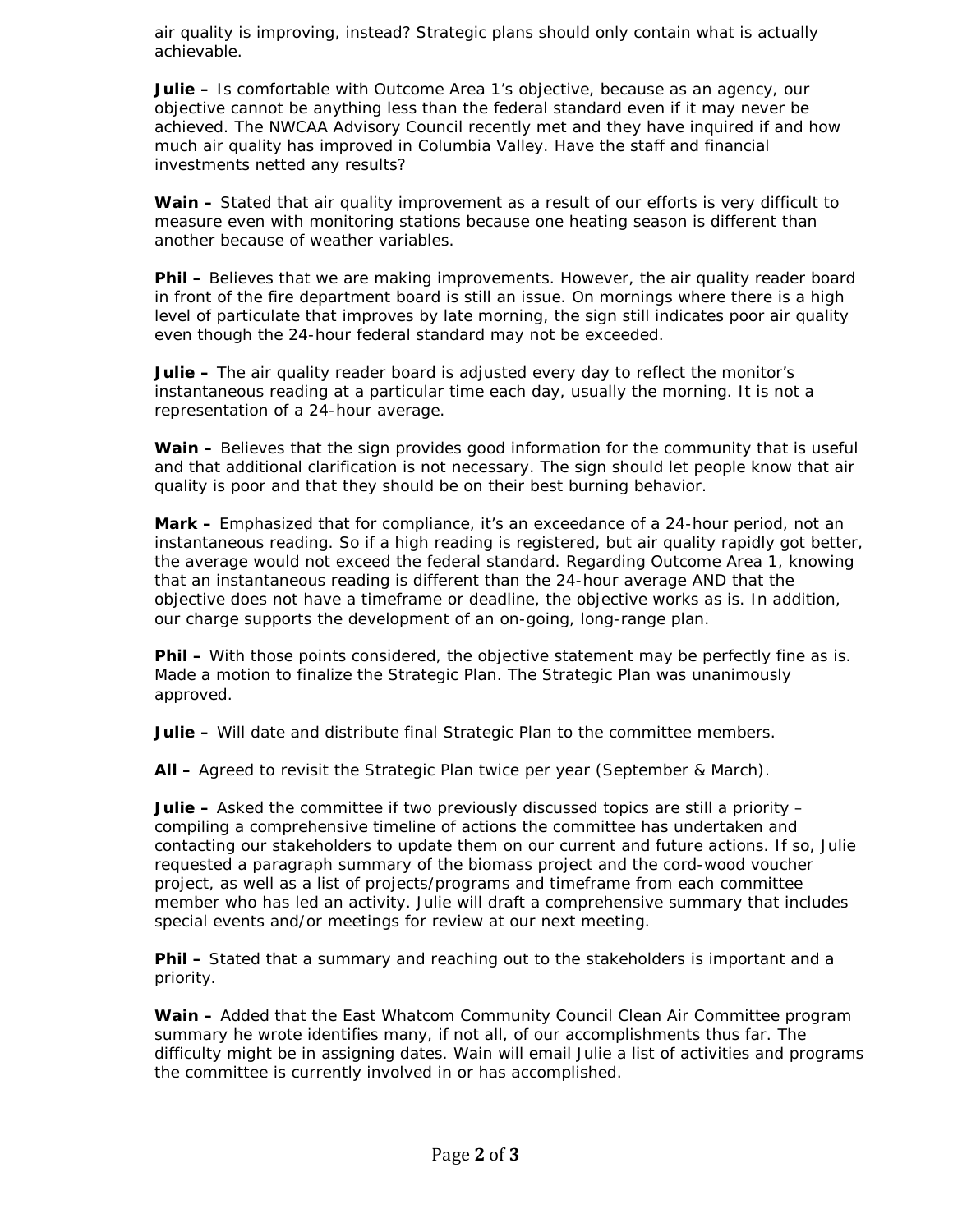air quality is improving, instead? Strategic plans should only contain what is actually achievable.

**Julie –** Is comfortable with Outcome Area 1's objective, because as an agency, our objective cannot be anything less than the federal standard even if it may never be achieved. The NWCAA Advisory Council recently met and they have inquired if and how much air quality has improved in Columbia Valley. Have the staff and financial investments netted any results?

**Wain –** Stated that air quality improvement as a result of our efforts is very difficult to measure even with monitoring stations because one heating season is different than another because of weather variables.

**Phil –** Believes that we are making improvements. However, the air quality reader board in front of the fire department board is still an issue. On mornings where there is a high level of particulate that improves by late morning, the sign still indicates poor air quality even though the 24-hour federal standard may not be exceeded.

**Julie –** The air quality reader board is adjusted every day to reflect the monitor's instantaneous reading at a particular time each day, usually the morning. It is not a representation of a 24-hour average.

**Wain –** Believes that the sign provides good information for the community that is useful and that additional clarification is not necessary. The sign should let people know that air quality is poor and that they should be on their best burning behavior.

**Mark –** Emphasized that for compliance, it's an exceedance of a 24-hour period, not an instantaneous reading. So if a high reading is registered, but air quality rapidly got better, the average would not exceed the federal standard. Regarding Outcome Area 1, knowing that an instantaneous reading is different than the 24-hour average AND that the objective does not have a timeframe or deadline, the objective works as is. In addition, our charge supports the development of an on-going, long-range plan.

**Phil –** With those points considered, the objective statement may be perfectly fine as is. Made a motion to finalize the Strategic Plan. The Strategic Plan was unanimously approved.

**Julie –** Will date and distribute final Strategic Plan to the committee members.

**All –** Agreed to revisit the Strategic Plan twice per year (September & March).

**Julie –** Asked the committee if two previously discussed topics are still a priority – compiling a comprehensive timeline of actions the committee has undertaken and contacting our stakeholders to update them on our current and future actions. If so, Julie requested a paragraph summary of the biomass project and the cord-wood voucher project, as well as a list of projects/programs and timeframe from each committee member who has led an activity. Julie will draft a comprehensive summary that includes special events and/or meetings for review at our next meeting.

**Phil –** Stated that a summary and reaching out to the stakeholders is important and a priority.

**Wain –** Added that the East Whatcom Community Council Clean Air Committee program summary he wrote identifies many, if not all, of our accomplishments thus far. The difficulty might be in assigning dates. Wain will email Julie a list of activities and programs the committee is currently involved in or has accomplished.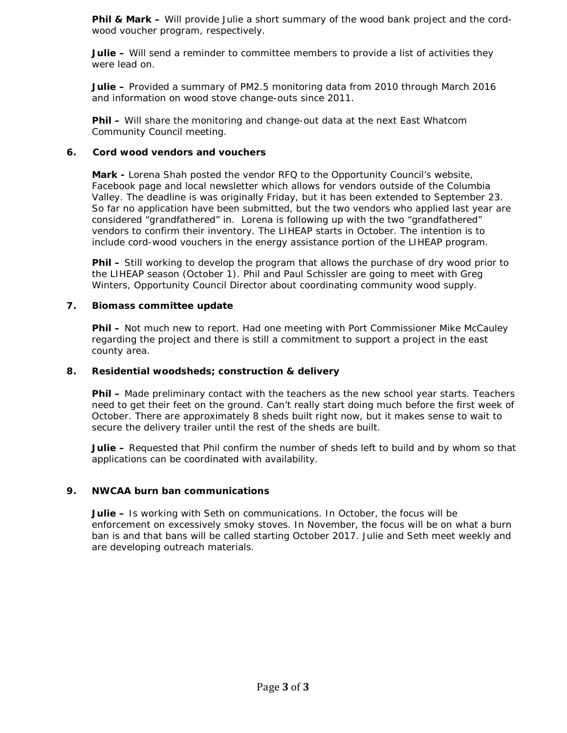**Phil & Mark –** Will provide Julie a short summary of the wood bank project and the cord-wood voucher program, respectively.

**Julie –** Will send a reminder to committee members to provide a list of activities they were lead on.

**Julie –** Provided a summary of PM2.5 monitoring data from 2010 through March 2016 and information on wood stove change-outs since 2011.

**Phil –** Will share the monitoring and change-out data at the next East Whatcom Community Council meeting.

**6. Cord wood vendors and vouchers**

**Mark -** Lorena Shah posted the vendor RFQ to the Opportunity Council's website, Facebook page and local newsletter which allows for vendors outside of the Columbia Valley. The deadline is was originally Friday, but it has been extended to September 23. So far no application have been submitted, but the two vendors who applied last year are considered "grandfathered" in. Lorena is following up with the two "grandfathered" vendors to confirm their inventory. The LIHEAP starts in October. The intention is to include cord-wood vouchers in the energy assistance portion of the LIHEAP program.

**Phil –** Still working to develop the program that allows the purchase of dry wood prior to the LIHEAP season (October 1). Phil and Paul Schissler are going to meet with Greg Winters, Opportunity Council Director about coordinating community wood supply.

**7. Biomass committee update**

**Phil –** Not much new to report. Had one meeting with Port Commissioner Mike McCauley regarding the project and there is still a commitment to support a project in the east county area.

**8. Residential woodsheds; construction & delivery**

**Phil –** Made preliminary contact with the teachers as the new school year starts. Teachers need to get their feet on the ground. Can't really start doing much before the first week of October. There are approximately 8 sheds built right now, but it makes sense to wait to secure the delivery trailer until the rest of the sheds are built.

**Julie –** Requested that Phil confirm the number of sheds left to build and by whom so that applications can be coordinated with availability.

**9. NWCAA burn ban communications**

**Julie –** Is working with Seth on communications. In October, the focus will be enforcement on excessively smoky stoves. In November, the focus will be on what a burn ban is and that bans will be called starting October 2017. Julie and Seth meet weekly and are developing outreach materials.